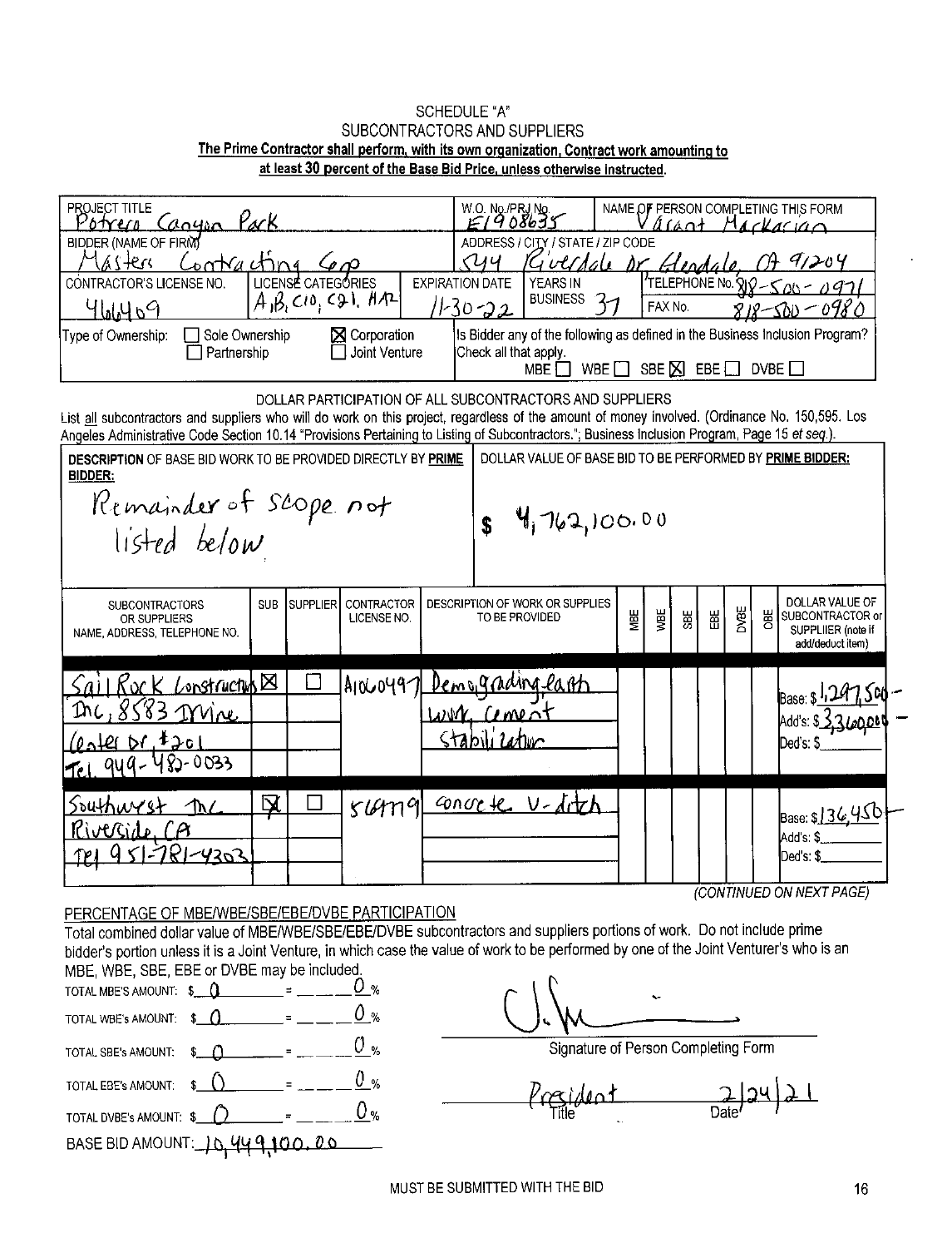SCHEDULE "A"

SUBCONTRACTORS AND SUPPLIERS

**The Prime Contractor shall perform, with its own organization, Contract work amounting to at least 30 percent of the Base Bid Price, unless otherwise instructed.**

| | | | | |
|---|---|---|---|---|
| PROJECT TITLE: Potrero Canyon Park | | W.O. No./PRJ No.: E1908635 | | NAME OF PERSON COMPLETING THIS FORM: Varant Markarian |
| BIDDER (NAME OF FIRM): Masters Contracting Corp | | ADDRESS / CITY / STATE / ZIP CODE: 544 Riverdale Dr Glendale, CA 91204 | | |
| CONTRACTOR'S LICENSE NO.: 466409 | LICENSE CATEGORIES: A, B, C10, C21, HAZ | EXPIRATION DATE: 11-30-22 | YEARS IN BUSINESS: 37 | TELEPHONE No. 818-500-0971 FAX No. 818-500-0980 |
| Type of Ownership: ☐ Sole Ownership ☐ Partnership ☒ Corporation ☐ Joint Venture | | Is Bidder any of the following as defined in the Business Inclusion Program? Check all that apply. MBE ☐ WBE ☐ SBE ☒ EBE ☐ DVBE ☐ | | |

DOLLAR PARTICIPATION OF ALL SUBCONTRACTORS AND SUPPLIERS

List all subcontractors and suppliers who will do work on this project, regardless of the amount of money involved. (Ordinance No. 150,595. Los Angeles Administrative Code Section 10.14 "Provisions Pertaining to Listing of Subcontractors."; Business Inclusion Program, Page 15 et seq.).

| DESCRIPTION OF BASE BID WORK TO BE PROVIDED DIRECTLY BY PRIME BIDDER: | DOLLAR VALUE OF BASE BID TO BE PERFORMED BY PRIME BIDDER: |
|---|---|
| Remainder of scope not listed below | $ 4,762,100.00 |

| SUBCONTRACTORS OR SUPPLIERS NAME, ADDRESS, TELEPHONE NO. | SUB | SUPPLIER | CONTRACTOR LICENSE NO. | DESCRIPTION OF WORK OR SUPPLIES TO BE PROVIDED | MBE | WBE | SBE | EBE | DVBE | OBE | DOLLAR VALUE OF SUBCONTRACTOR or SUPPLIER (note if add/deduct item) |
|---|---|---|---|---|---|---|---|---|---|---|---|
| Sail Rock Construction Inc, 8583 Irvine Center Dr #201 Tel 949-482-0033 | ☒ | ☐ | A1060497 | Demo, grading, earth work, cement stabilization | | | | | | | Base: $1,297,500 – Add's: $3,360,000 – Ded's: $ |
| Southwest Inc Riverside, CA Tel 951-781-4303 | ☒ | ☐ | 564719 | concrete V-ditch | | | | | | | Base: $136,450 – Add's: $ Ded's: $ |

*(CONTINUED ON NEXT PAGE)*

PERCENTAGE OF MBE/WBE/SBE/EBE/DVBE PARTICIPATION

Total combined dollar value of MBE/WBE/SBE/EBE/DVBE subcontractors and suppliers portions of work. Do not include prime bidder's portion unless it is a Joint Venture, in which case the value of work to be performed by one of the Joint Venturer's who is an MBE, WBE, SBE, EBE or DVBE may be included.

TOTAL MBE'S AMOUNT: $ 0 = 0 %

TOTAL WBE's AMOUNT: $ 0 = 0 %

TOTAL SBE's AMOUNT: $ 0 = 0 %

TOTAL EBE's AMOUNT: $ 0 = 0 %

TOTAL DVBE's AMOUNT: $ 0 = 0 %

BASE BID AMOUNT: 10,449,100.00

Signature of Person Completing Form

Title: President Date: 2/24/21

MUST BE SUBMITTED WITH THE BID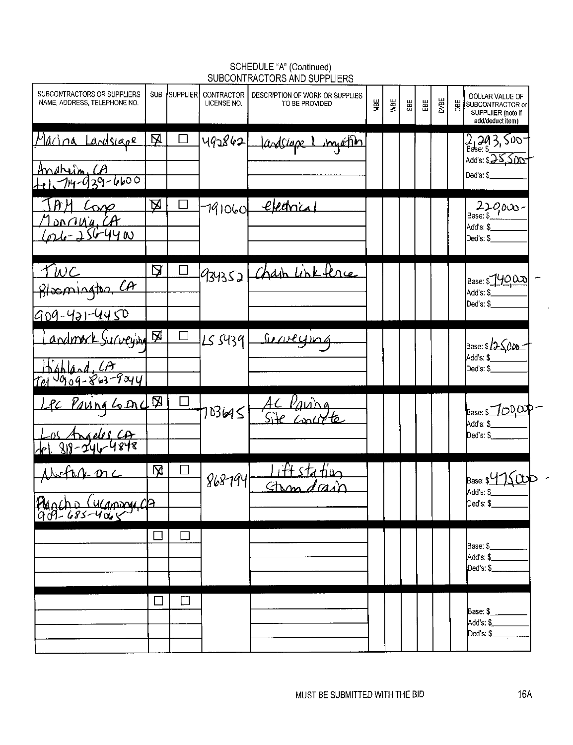## SCHEDULE "A" (Continued)
## SUBCONTRACTORS AND SUPPLIERS

| SUBCONTRACTORS OR SUPPLIERS NAME, ADDRESS, TELEPHONE NO. | SUB | SUPPLIER | CONTRACTOR LICENSE NO. | DESCRIPTION OF WORK OR SUPPLIES TO BE PROVIDED | MBE | WBE | SBE | EBE | DVBE | OBE | DOLLAR VALUE OF SUBCONTRACTOR or SUPPLIER (note if add/deduct item) |
|---|---|---|---|---|---|---|---|---|---|---|---|
| Marina Landscape<br>Anaheim, CA<br>tel. 714-939-6600 | ☒ | ☐ | 492862 | landscape & irrigation | | | | | | | Base: $2,293,500-<br>Add's: $25,500-<br>Ded's: $ |
| JAM Corp<br>Monrovia, CA<br>626-256-4400 | ☒ | ☐ | 791060 | electrical | | | | | | | Base: $220,000-<br>Add's: $<br>Ded's: $ |
| TWC<br>Bloomington, CA<br>909-421-4450 | ☒ | ☐ | 934352 | Chain link fence | | | | | | | Base: $140,000-<br>Add's: $<br>Ded's: $ |
| Landmark Surveying<br>Highland, CA<br>Tel 909-863-9044 | ☒ | ☐ | LS 5439 | Surveying | | | | | | | Base: $125,000-<br>Add's: $<br>Ded's: $ |
| LPC Paving Co Inc<br>Los Angeles CA<br>tel. 818-246-4848 | ☒ | ☐ | 703645 | AC Paving<br>Site concrete | | | | | | | Base: $700,000-<br>Add's: $<br>Ded's: $ |
| Norfork Inc<br>Rancho Cucamonga, CA<br>909-685-4065 | ☒ | ☐ | 868794 | Lift station<br>Storm drain | | | | | | | Base: $475,000-<br>Add's: $<br>Ded's: $ |
| | ☐ | ☐ | | | | | | | | | Base: $<br>Add's: $<br>Ded's: $ |
| | ☐ | ☐ | | | | | | | | | Base: $<br>Add's: $<br>Ded's: $ |

MUST BE SUBMITTED WITH THE BID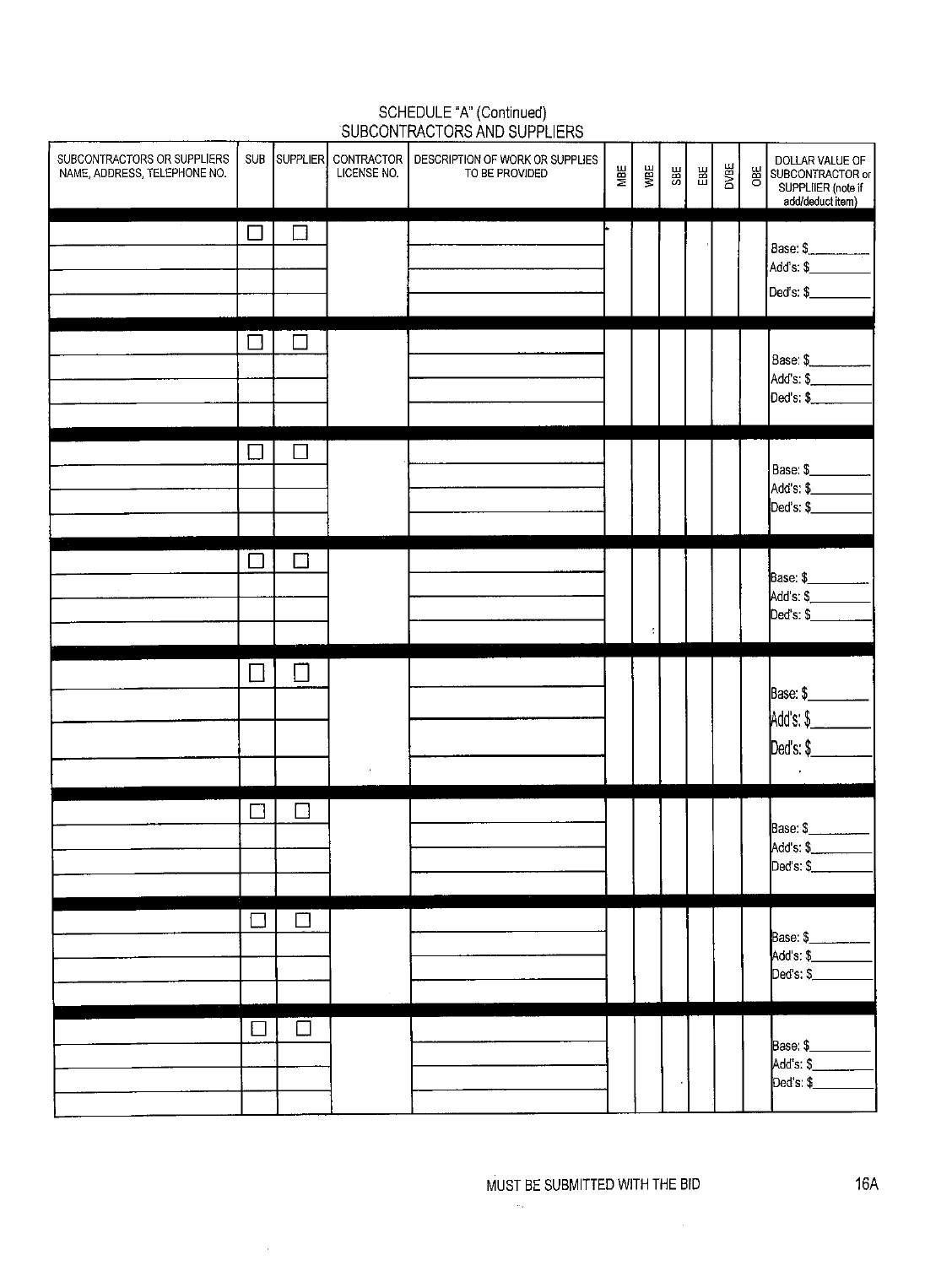# SCHEDULE "A" (Continued)
## SUBCONTRACTORS AND SUPPLIERS

| SUBCONTRACTORS OR SUPPLIERS NAME, ADDRESS, TELEPHONE NO. | SUB | SUPPLIER | CONTRACTOR LICENSE NO. | DESCRIPTION OF WORK OR SUPPLIES TO BE PROVIDED | MBE | WBE | SBE | EBE | DVBE | OBE | DOLLAR VALUE OF SUBCONTRACTOR or SUPPLIER (note if add/deduct item) |
|---|---|---|---|---|---|---|---|---|---|---|---|
| | ☐ | ☐ | | | | | | | | | Base: $\_\_\_\_\_ Add's: $\_\_\_\_\_ Ded's: $\_\_\_\_\_ |
| | ☐ | ☐ | | | | | | | | | Base: $\_\_\_\_\_ Add's: $\_\_\_\_\_ Ded's: $\_\_\_\_\_ |
| | ☐ | ☐ | | | | | | | | | Base: $\_\_\_\_\_ Add's: $\_\_\_\_\_ Ded's: $\_\_\_\_\_ |
| | ☐ | ☐ | | | | | | | | | Base: $\_\_\_\_\_ Add's: $\_\_\_\_\_ Ded's: $\_\_\_\_\_ |
| | ☐ | ☐ | | | | | | | | | Base: $\_\_\_\_\_ Add's: $\_\_\_\_\_ Ded's: $\_\_\_\_\_ |
| | ☐ | ☐ | | | | | | | | | Base: $\_\_\_\_\_ Add's: $\_\_\_\_\_ Ded's: $\_\_\_\_\_ |
| | ☐ | ☐ | | | | | | | | | Base: $\_\_\_\_\_ Add's: $\_\_\_\_\_ Ded's: $\_\_\_\_\_ |
| | ☐ | ☐ | | | | | | | | | Base: $\_\_\_\_\_ Add's: $\_\_\_\_\_ Ded's: $\_\_\_\_\_ |

MUST BE SUBMITTED WITH THE BID